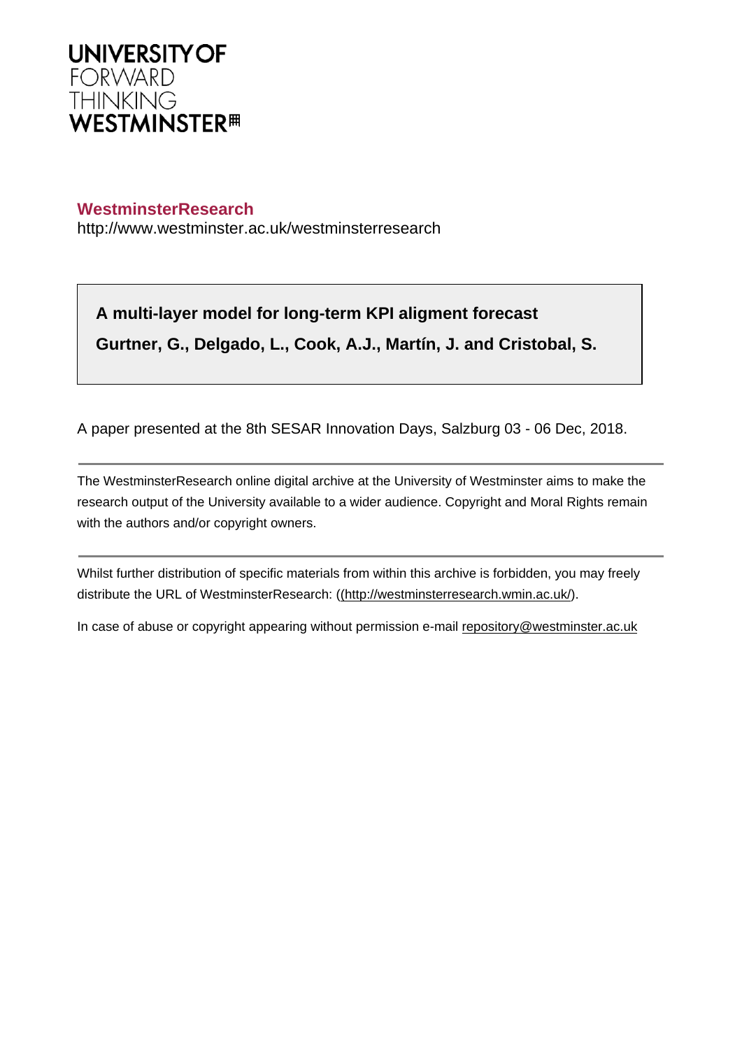UNIVERSITY OF
FORWARD
THINKING
WESTMINSTER

**WestminsterResearch**

http://www.westminster.ac.uk/westminsterresearch

**A multi-layer model for long-term KPI aligment forecast**

**Gurtner, G., Delgado, L., Cook, A.J., Martín, J. and Cristobal, S.**

A paper presented at the 8th SESAR Innovation Days, Salzburg 03 - 06 Dec, 2018.

---

The WestminsterResearch online digital archive at the University of Westminster aims to make the research output of the University available to a wider audience. Copyright and Moral Rights remain with the authors and/or copyright owners.

---

Whilst further distribution of specific materials from within this archive is forbidden, you may freely distribute the URL of WestminsterResearch: ((http://westminsterresearch.wmin.ac.uk/).

In case of abuse or copyright appearing without permission e-mail repository@westminster.ac.uk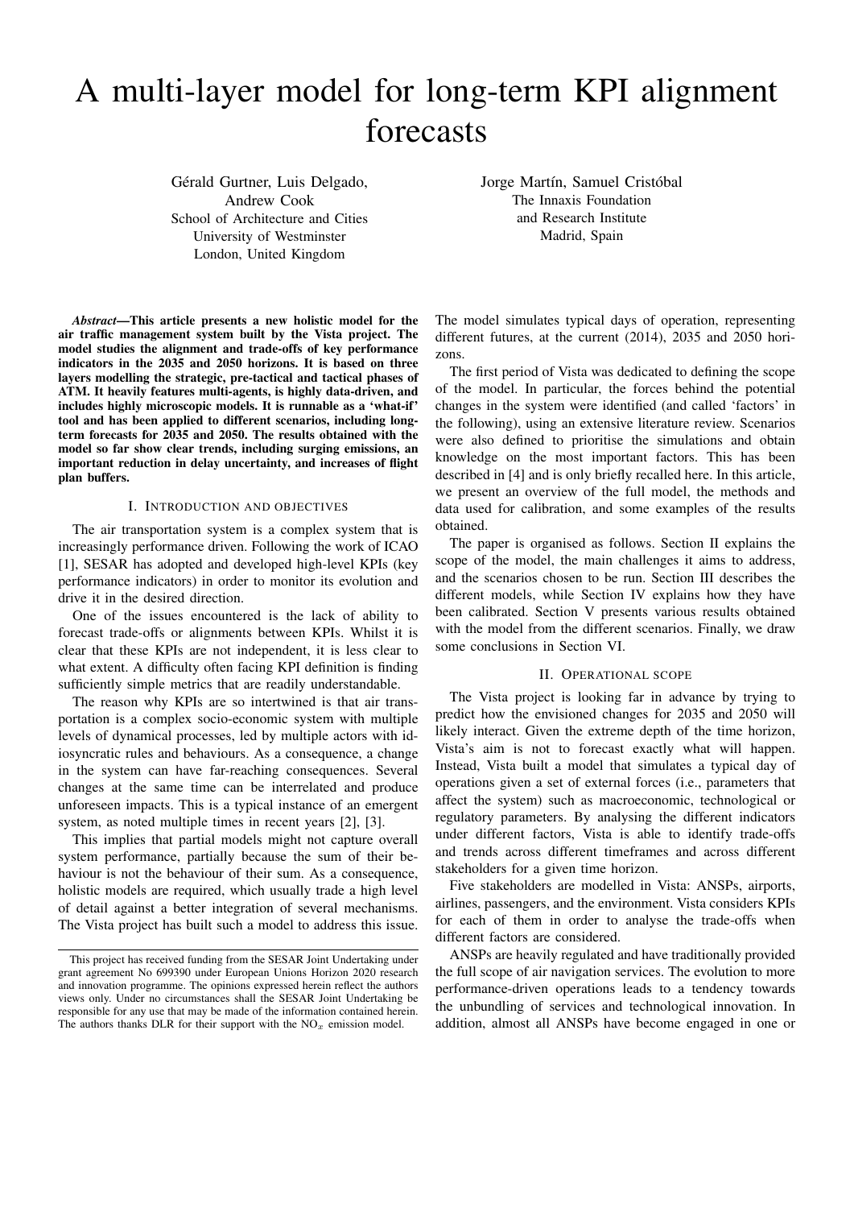# A multi-layer model for long-term KPI alignment forecasts

Gérald Gurtner, Luis Delgado, Andrew Cook
School of Architecture and Cities
University of Westminster
London, United Kingdom

Jorge Martín, Samuel Cristóbal
The Innaxis Foundation
and Research Institute
Madrid, Spain

***Abstract*—This article presents a new holistic model for the air traffic management system built by the Vista project. The model studies the alignment and trade-offs of key performance indicators in the 2035 and 2050 horizons. It is based on three layers modelling the strategic, pre-tactical and tactical phases of ATM. It heavily features multi-agents, is highly data-driven, and includes highly microscopic models. It is runnable as a 'what-if' tool and has been applied to different scenarios, including long-term forecasts for 2035 and 2050. The results obtained with the model so far show clear trends, including surging emissions, an important reduction in delay uncertainty, and increases of flight plan buffers.**

## I. Introduction and objectives

The air transportation system is a complex system that is increasingly performance driven. Following the work of ICAO [1], SESAR has adopted and developed high-level KPIs (key performance indicators) in order to monitor its evolution and drive it in the desired direction.

One of the issues encountered is the lack of ability to forecast trade-offs or alignments between KPIs. Whilst it is clear that these KPIs are not independent, it is less clear to what extent. A difficulty often facing KPI definition is finding sufficiently simple metrics that are readily understandable.

The reason why KPIs are so intertwined is that air transportation is a complex socio-economic system with multiple levels of dynamical processes, led by multiple actors with idiosyncratic rules and behaviours. As a consequence, a change in the system can have far-reaching consequences. Several changes at the same time can be interrelated and produce unforeseen impacts. This is a typical instance of an emergent system, as noted multiple times in recent years [2], [3].

This implies that partial models might not capture overall system performance, partially because the sum of their behaviour is not the behaviour of their sum. As a consequence, holistic models are required, which usually trade a high level of detail against a better integration of several mechanisms. The Vista project has built such a model to address this issue. The model simulates typical days of operation, representing different futures, at the current (2014), 2035 and 2050 horizons.

The first period of Vista was dedicated to defining the scope of the model. In particular, the forces behind the potential changes in the system were identified (and called 'factors' in the following), using an extensive literature review. Scenarios were also defined to prioritise the simulations and obtain knowledge on the most important factors. This has been described in [4] and is only briefly recalled here. In this article, we present an overview of the full model, the methods and data used for calibration, and some examples of the results obtained.

The paper is organised as follows. Section II explains the scope of the model, the main challenges it aims to address, and the scenarios chosen to be run. Section III describes the different models, while Section IV explains how they have been calibrated. Section V presents various results obtained with the model from the different scenarios. Finally, we draw some conclusions in Section VI.

## II. Operational scope

The Vista project is looking far in advance by trying to predict how the envisioned changes for 2035 and 2050 will likely interact. Given the extreme depth of the time horizon, Vista's aim is not to forecast exactly what will happen. Instead, Vista built a model that simulates a typical day of operations given a set of external forces (i.e., parameters that affect the system) such as macroeconomic, technological or regulatory parameters. By analysing the different indicators under different factors, Vista is able to identify trade-offs and trends across different timeframes and across different stakeholders for a given time horizon.

Five stakeholders are modelled in Vista: ANSPs, airports, airlines, passengers, and the environment. Vista considers KPIs for each of them in order to analyse the trade-offs when different factors are considered.

ANSPs are heavily regulated and have traditionally provided the full scope of air navigation services. The evolution to more performance-driven operations leads to a tendency towards the unbundling of services and technological innovation. In addition, almost all ANSPs have become engaged in one or

This project has received funding from the SESAR Joint Undertaking under grant agreement No 699390 under European Unions Horizon 2020 research and innovation programme. The opinions expressed herein reflect the authors views only. Under no circumstances shall the SESAR Joint Undertaking be responsible for any use that may be made of the information contained herein. The authors thanks DLR for their support with the $NO_x$ emission model.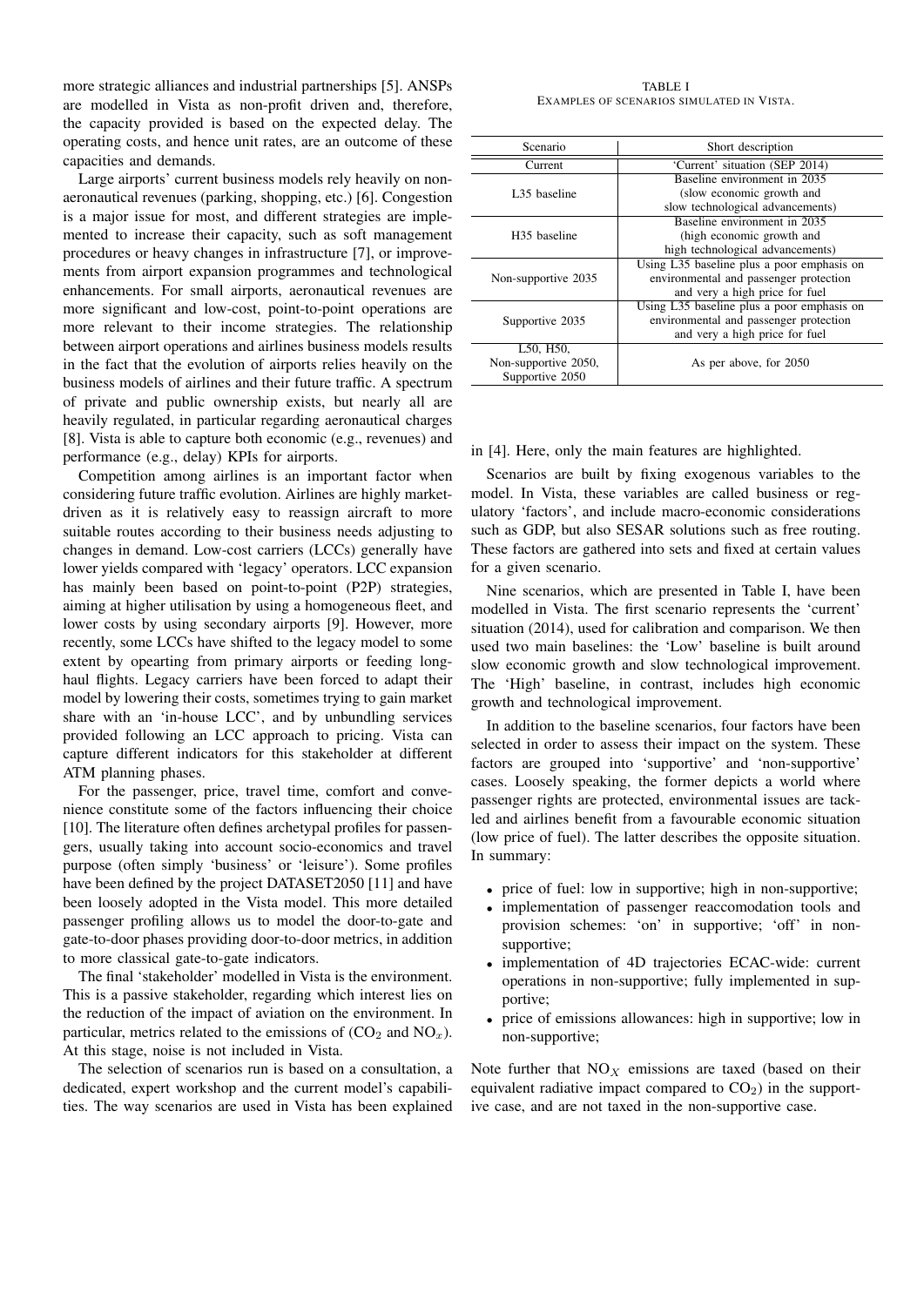more strategic alliances and industrial partnerships [5]. ANSPs are modelled in Vista as non-profit driven and, therefore, the capacity provided is based on the expected delay. The operating costs, and hence unit rates, are an outcome of these capacities and demands.

Large airports' current business models rely heavily on non-aeronautical revenues (parking, shopping, etc.) [6]. Congestion is a major issue for most, and different strategies are implemented to increase their capacity, such as soft management procedures or heavy changes in infrastructure [7], or improvements from airport expansion programmes and technological enhancements. For small airports, aeronautical revenues are more significant and low-cost, point-to-point operations are more relevant to their income strategies. The relationship between airport operations and airlines business models results in the fact that the evolution of airports relies heavily on the business models of airlines and their future traffic. A spectrum of private and public ownership exists, but nearly all are heavily regulated, in particular regarding aeronautical charges [8]. Vista is able to capture both economic (e.g., revenues) and performance (e.g., delay) KPIs for airports.

Competition among airlines is an important factor when considering future traffic evolution. Airlines are highly market-driven as it is relatively easy to reassign aircraft to more suitable routes according to their business needs adjusting to changes in demand. Low-cost carriers (LCCs) generally have lower yields compared with 'legacy' operators. LCC expansion has mainly been based on point-to-point (P2P) strategies, aiming at higher utilisation by using a homogeneous fleet, and lower costs by using secondary airports [9]. However, more recently, some LCCs have shifted to the legacy model to some extent by opearting from primary airports or feeding long-haul flights. Legacy carriers have been forced to adapt their model by lowering their costs, sometimes trying to gain market share with an 'in-house LCC', and by unbundling services provided following an LCC approach to pricing. Vista can capture different indicators for this stakeholder at different ATM planning phases.

For the passenger, price, travel time, comfort and convenience constitute some of the factors influencing their choice [10]. The literature often defines archetypal profiles for passengers, usually taking into account socio-economics and travel purpose (often simply 'business' or 'leisure'). Some profiles have been defined by the project DATASET2050 [11] and have been loosely adopted in the Vista model. This more detailed passenger profiling allows us to model the door-to-gate and gate-to-door phases providing door-to-door metrics, in addition to more classical gate-to-gate indicators.

The final 'stakeholder' modelled in Vista is the environment. This is a passive stakeholder, regarding which interest lies on the reduction of the impact of aviation on the environment. In particular, metrics related to the emissions of ($CO_2$ and $NO_x$). At this stage, noise is not included in Vista.

The selection of scenarios run is based on a consultation, a dedicated, expert workshop and the current model's capabilities. The way scenarios are used in Vista has been explained in [4]. Here, only the main features are highlighted.

TABLE I
EXAMPLES OF SCENARIOS SIMULATED IN VISTA.

| Scenario | Short description |
|---|---|
| Current | 'Current' situation (SEP 2014) |
| L35 baseline | Baseline environment in 2035 (slow economic growth and slow technological advancements) |
| H35 baseline | Baseline environment in 2035 (high economic growth and high technological advancements) |
| Non-supportive 2035 | Using L35 baseline plus a poor emphasis on environmental and passenger protection and very a high price for fuel |
| Supportive 2035 | Using L35 baseline plus a poor emphasis on environmental and passenger protection and very a high price for fuel |
| L50, H50, Non-supportive 2050, Supportive 2050 | As per above, for 2050 |

Scenarios are built by fixing exogenous variables to the model. In Vista, these variables are called business or regulatory 'factors', and include macro-economic considerations such as GDP, but also SESAR solutions such as free routing. These factors are gathered into sets and fixed at certain values for a given scenario.

Nine scenarios, which are presented in Table I, have been modelled in Vista. The first scenario represents the 'current' situation (2014), used for calibration and comparison. We then used two main baselines: the 'Low' baseline is built around slow economic growth and slow technological improvement. The 'High' baseline, in contrast, includes high economic growth and technological improvement.

In addition to the baseline scenarios, four factors have been selected in order to assess their impact on the system. These factors are grouped into 'supportive' and 'non-supportive' cases. Loosely speaking, the former depicts a world where passenger rights are protected, environmental issues are tackled and airlines benefit from a favourable economic situation (low price of fuel). The latter describes the opposite situation. In summary:

- price of fuel: low in supportive; high in non-supportive;
- implementation of passenger reaccomodation tools and provision schemes: 'on' in supportive; 'off' in non-supportive;
- implementation of 4D trajectories ECAC-wide: current operations in non-supportive; fully implemented in supportive;
- price of emissions allowances: high in supportive; low in non-supportive;

Note further that $NO_X$ emissions are taxed (based on their equivalent radiative impact compared to $CO_2$) in the supportive case, and are not taxed in the non-supportive case.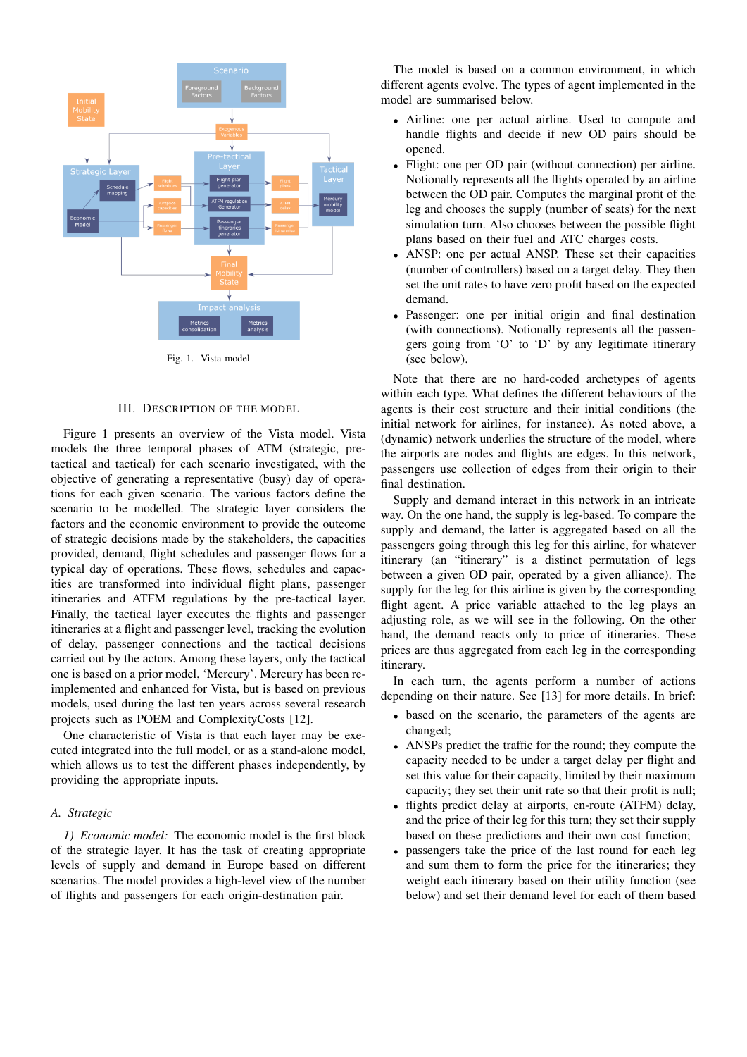Fig. 1. Vista model

## III. Description of the Model

Figure 1 presents an overview of the Vista model. Vista models the three temporal phases of ATM (strategic, pre-tactical and tactical) for each scenario investigated, with the objective of generating a representative (busy) day of operations for each given scenario. The various factors define the scenario to be modelled. The strategic layer considers the factors and the economic environment to provide the outcome of strategic decisions made by the stakeholders, the capacities provided, demand, flight schedules and passenger flows for a typical day of operations. These flows, schedules and capacities are transformed into individual flight plans, passenger itineraries and ATFM regulations by the pre-tactical layer. Finally, the tactical layer executes the flights and passenger itineraries at a flight and passenger level, tracking the evolution of delay, passenger connections and the tactical decisions carried out by the actors. Among these layers, only the tactical one is based on a prior model, 'Mercury'. Mercury has been re-implemented and enhanced for Vista, but is based on previous models, used during the last ten years across several research projects such as POEM and ComplexityCosts [12].

One characteristic of Vista is that each layer may be executed integrated into the full model, or as a stand-alone model, which allows us to test the different phases independently, by providing the appropriate inputs.

### A. Strategic

*1) Economic model:* The economic model is the first block of the strategic layer. It has the task of creating appropriate levels of supply and demand in Europe based on different scenarios. The model provides a high-level view of the number of flights and passengers for each origin-destination pair.

The model is based on a common environment, in which different agents evolve. The types of agent implemented in the model are summarised below.

- Airline: one per actual airline. Used to compute and handle flights and decide if new OD pairs should be opened.
- Flight: one per OD pair (without connection) per airline. Notionally represents all the flights operated by an airline between the OD pair. Computes the marginal profit of the leg and chooses the supply (number of seats) for the next simulation turn. Also chooses between the possible flight plans based on their fuel and ATC charges costs.
- ANSP: one per actual ANSP. These set their capacities (number of controllers) based on a target delay. They then set the unit rates to have zero profit based on the expected demand.
- Passenger: one per initial origin and final destination (with connections). Notionally represents all the passengers going from 'O' to 'D' by any legitimate itinerary (see below).

Note that there are no hard-coded archetypes of agents within each type. What defines the different behaviours of the agents is their cost structure and their initial conditions (the initial network for airlines, for instance). As noted above, a (dynamic) network underlies the structure of the model, where the airports are nodes and flights are edges. In this network, passengers use collection of edges from their origin to their final destination.

Supply and demand interact in this network in an intricate way. On the one hand, the supply is leg-based. To compare the supply and demand, the latter is aggregated based on all the passengers going through this leg for this airline, for whatever itinerary (an "itinerary" is a distinct permutation of legs between a given OD pair, operated by a given alliance). The supply for the leg for this airline is given by the corresponding flight agent. A price variable attached to the leg plays an adjusting role, as we will see in the following. On the other hand, the demand reacts only to price of itineraries. These prices are thus aggregated from each leg in the corresponding itinerary.

In each turn, the agents perform a number of actions depending on their nature. See [13] for more details. In brief:

- based on the scenario, the parameters of the agents are changed;
- ANSPs predict the traffic for the round; they compute the capacity needed to be under a target delay per flight and set this value for their capacity, limited by their maximum capacity; they set their unit rate so that their profit is null;
- flights predict delay at airports, en-route (ATFM) delay, and the price of their leg for this turn; they set their supply based on these predictions and their own cost function;
- passengers take the price of the last round for each leg and sum them to form the price for the itineraries; they weight each itinerary based on their utility function (see below) and set their demand level for each of them based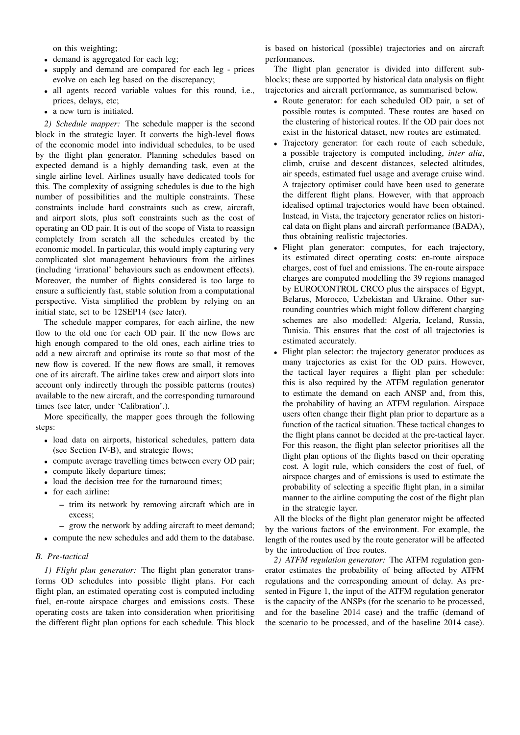on this weighting;

- demand is aggregated for each leg;
- supply and demand are compared for each leg - prices evolve on each leg based on the discrepancy;
- all agents record variable values for this round, i.e., prices, delays, etc;
- a new turn is initiated.

*2) Schedule mapper:* The schedule mapper is the second block in the strategic layer. It converts the high-level flows of the economic model into individual schedules, to be used by the flight plan generator. Planning schedules based on expected demand is a highly demanding task, even at the single airline level. Airlines usually have dedicated tools for this. The complexity of assigning schedules is due to the high number of possibilities and the multiple constraints. These constraints include hard constraints such as crew, aircraft, and airport slots, plus soft constraints such as the cost of operating an OD pair. It is out of the scope of Vista to reassign completely from scratch all the schedules created by the economic model. In particular, this would imply capturing very complicated slot management behaviours from the airlines (including 'irrational' behaviours such as endowment effects). Moreover, the number of flights considered is too large to ensure a sufficiently fast, stable solution from a computational perspective. Vista simplified the problem by relying on an initial state, set to be 12SEP14 (see later).

The schedule mapper compares, for each airline, the new flow to the old one for each OD pair. If the new flows are high enough compared to the old ones, each airline tries to add a new aircraft and optimise its route so that most of the new flow is covered. If the new flows are small, it removes one of its aircraft. The airline takes crew and airport slots into account only indirectly through the possible patterns (routes) available to the new aircraft, and the corresponding turnaround times (see later, under 'Calibration'.).

More specifically, the mapper goes through the following steps:

- load data on airports, historical schedules, pattern data (see Section IV-B), and strategic flows;
- compute average travelling times between every OD pair;
- compute likely departure times;
- load the decision tree for the turnaround times;
- for each airline:
  - trim its network by removing aircraft which are in excess;
  - grow the network by adding aircraft to meet demand;
- compute the new schedules and add them to the database.

### B. Pre-tactical

*1) Flight plan generator:* The flight plan generator transforms OD schedules into possible flight plans. For each flight plan, an estimated operating cost is computed including fuel, en-route airspace charges and emissions costs. These operating costs are taken into consideration when prioritising the different flight plan options for each schedule. This block is based on historical (possible) trajectories and on aircraft performances.

The flight plan generator is divided into different sub-blocks; these are supported by historical data analysis on flight trajectories and aircraft performance, as summarised below.

- Route generator: for each scheduled OD pair, a set of possible routes is computed. These routes are based on the clustering of historical routes. If the OD pair does not exist in the historical dataset, new routes are estimated.
- Trajectory generator: for each route of each schedule, a possible trajectory is computed including, *inter alia*, climb, cruise and descent distances, selected altitudes, air speeds, estimated fuel usage and average cruise wind. A trajectory optimiser could have been used to generate the different flight plans. However, with that approach idealised optimal trajectories would have been obtained. Instead, in Vista, the trajectory generator relies on historical data on flight plans and aircraft performance (BADA), thus obtaining realistic trajectories.
- Flight plan generator: computes, for each trajectory, its estimated direct operating costs: en-route airspace charges, cost of fuel and emissions. The en-route airspace charges are computed modelling the 39 regions managed by EUROCONTROL CRCO plus the airspaces of Egypt, Belarus, Morocco, Uzbekistan and Ukraine. Other surrounding countries which might follow different charging schemes are also modelled: Algeria, Iceland, Russia, Tunisia. This ensures that the cost of all trajectories is estimated accurately.
- Flight plan selector: the trajectory generator produces as many trajectories as exist for the OD pairs. However, the tactical layer requires a flight plan per schedule: this is also required by the ATFM regulation generator to estimate the demand on each ANSP and, from this, the probability of having an ATFM regulation. Airspace users often change their flight plan prior to departure as a function of the tactical situation. These tactical changes to the flight plans cannot be decided at the pre-tactical layer. For this reason, the flight plan selector prioritises all the flight plan options of the flights based on their operating cost. A logit rule, which considers the cost of fuel, of airspace charges and of emissions is used to estimate the probability of selecting a specific flight plan, in a similar manner to the airline computing the cost of the flight plan in the strategic layer.

All the blocks of the flight plan generator might be affected by the various factors of the environment. For example, the length of the routes used by the route generator will be affected by the introduction of free routes.

*2) ATFM regulation generator:* The ATFM regulation generator estimates the probability of being affected by ATFM regulations and the corresponding amount of delay. As presented in Figure 1, the input of the ATFM regulation generator is the capacity of the ANSPs (for the scenario to be processed, and for the baseline 2014 case) and the traffic (demand of the scenario to be processed, and of the baseline 2014 case).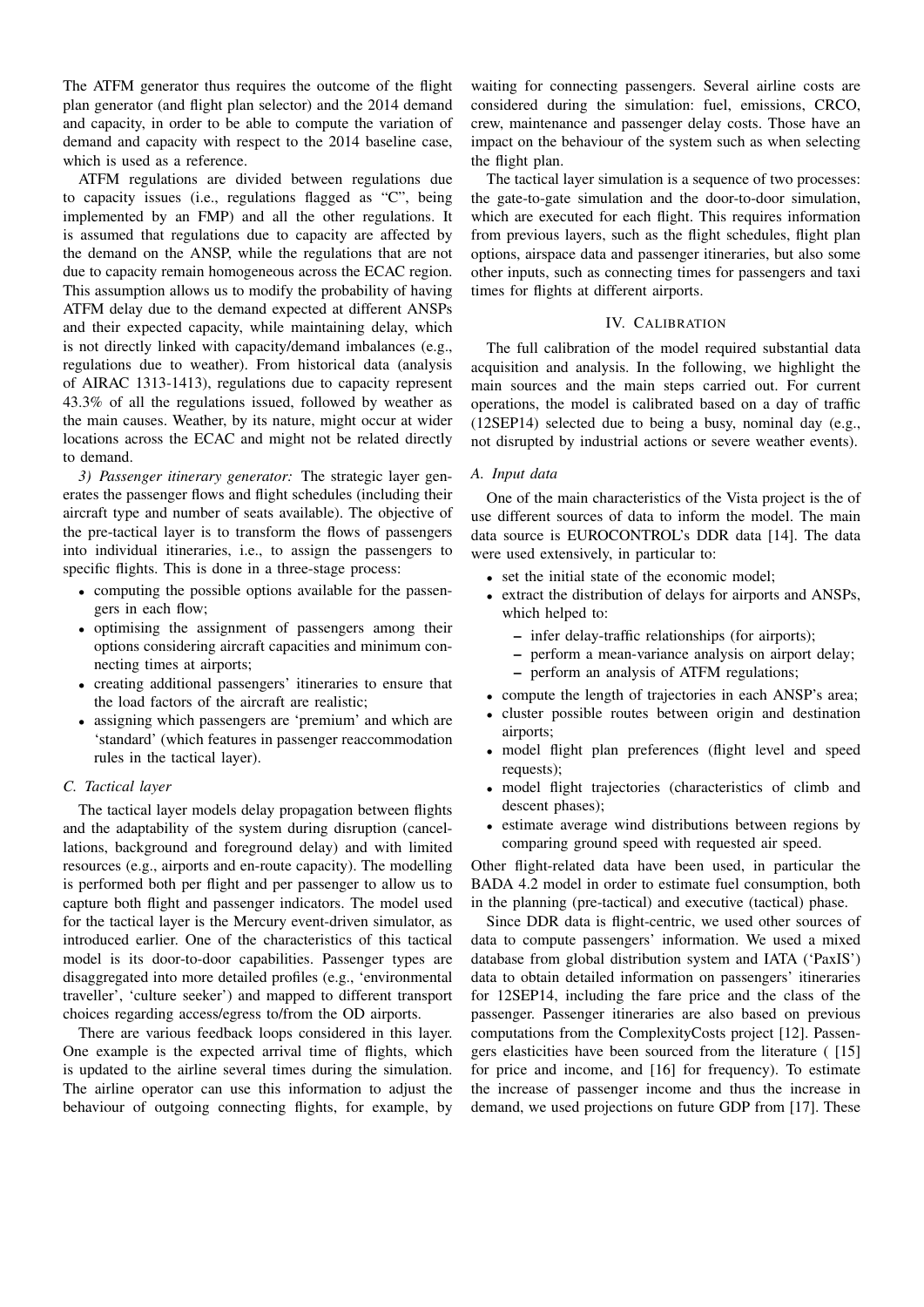The ATFM generator thus requires the outcome of the flight plan generator (and flight plan selector) and the 2014 demand and capacity, in order to be able to compute the variation of demand and capacity with respect to the 2014 baseline case, which is used as a reference.

ATFM regulations are divided between regulations due to capacity issues (i.e., regulations flagged as "C", being implemented by an FMP) and all the other regulations. It is assumed that regulations due to capacity are affected by the demand on the ANSP, while the regulations that are not due to capacity remain homogeneous across the ECAC region. This assumption allows us to modify the probability of having ATFM delay due to the demand expected at different ANSPs and their expected capacity, while maintaining delay, which is not directly linked with capacity/demand imbalances (e.g., regulations due to weather). From historical data (analysis of AIRAC 1313-1413), regulations due to capacity represent 43.3% of all the regulations issued, followed by weather as the main causes. Weather, by its nature, might occur at wider locations across the ECAC and might not be related directly to demand.

*3) Passenger itinerary generator:* The strategic layer generates the passenger flows and flight schedules (including their aircraft type and number of seats available). The objective of the pre-tactical layer is to transform the flows of passengers into individual itineraries, i.e., to assign the passengers to specific flights. This is done in a three-stage process:

- computing the possible options available for the passengers in each flow;
- optimising the assignment of passengers among their options considering aircraft capacities and minimum connecting times at airports;
- creating additional passengers' itineraries to ensure that the load factors of the aircraft are realistic;
- assigning which passengers are 'premium' and which are 'standard' (which features in passenger reaccommodation rules in the tactical layer).

### C. Tactical layer

The tactical layer models delay propagation between flights and the adaptability of the system during disruption (cancellations, background and foreground delay) and with limited resources (e.g., airports and en-route capacity). The modelling is performed both per flight and per passenger to allow us to capture both flight and passenger indicators. The model used for the tactical layer is the Mercury event-driven simulator, as introduced earlier. One of the characteristics of this tactical model is its door-to-door capabilities. Passenger types are disaggregated into more detailed profiles (e.g., 'environmental traveller', 'culture seeker') and mapped to different transport choices regarding access/egress to/from the OD airports.

There are various feedback loops considered in this layer. One example is the expected arrival time of flights, which is updated to the airline several times during the simulation. The airline operator can use this information to adjust the behaviour of outgoing connecting flights, for example, by waiting for connecting passengers. Several airline costs are considered during the simulation: fuel, emissions, CRCO, crew, maintenance and passenger delay costs. Those have an impact on the behaviour of the system such as when selecting the flight plan.

The tactical layer simulation is a sequence of two processes: the gate-to-gate simulation and the door-to-door simulation, which are executed for each flight. This requires information from previous layers, such as the flight schedules, flight plan options, airspace data and passenger itineraries, but also some other inputs, such as connecting times for passengers and taxi times for flights at different airports.

## IV. Calibration

The full calibration of the model required substantial data acquisition and analysis. In the following, we highlight the main sources and the main steps carried out. For current operations, the model is calibrated based on a day of traffic (12SEP14) selected due to being a busy, nominal day (e.g., not disrupted by industrial actions or severe weather events).

### A. Input data

One of the main characteristics of the Vista project is the of use different sources of data to inform the model. The main data source is EUROCONTROL's DDR data [14]. The data were used extensively, in particular to:

- set the initial state of the economic model;
- extract the distribution of delays for airports and ANSPs, which helped to:
  - infer delay-traffic relationships (for airports);
  - perform a mean-variance analysis on airport delay;
  - perform an analysis of ATFM regulations;
- compute the length of trajectories in each ANSP's area;
- cluster possible routes between origin and destination airports;
- model flight plan preferences (flight level and speed requests);
- model flight trajectories (characteristics of climb and descent phases);
- estimate average wind distributions between regions by comparing ground speed with requested air speed.

Other flight-related data have been used, in particular the BADA 4.2 model in order to estimate fuel consumption, both in the planning (pre-tactical) and executive (tactical) phase.

Since DDR data is flight-centric, we used other sources of data to compute passengers' information. We used a mixed database from global distribution system and IATA ('PaxIS') data to obtain detailed information on passengers' itineraries for 12SEP14, including the fare price and the class of the passenger. Passenger itineraries are also based on previous computations from the ComplexityCosts project [12]. Passengers elasticities have been sourced from the literature ( [15] for price and income, and [16] for frequency). To estimate the increase of passenger income and thus the increase in demand, we used projections on future GDP from [17]. These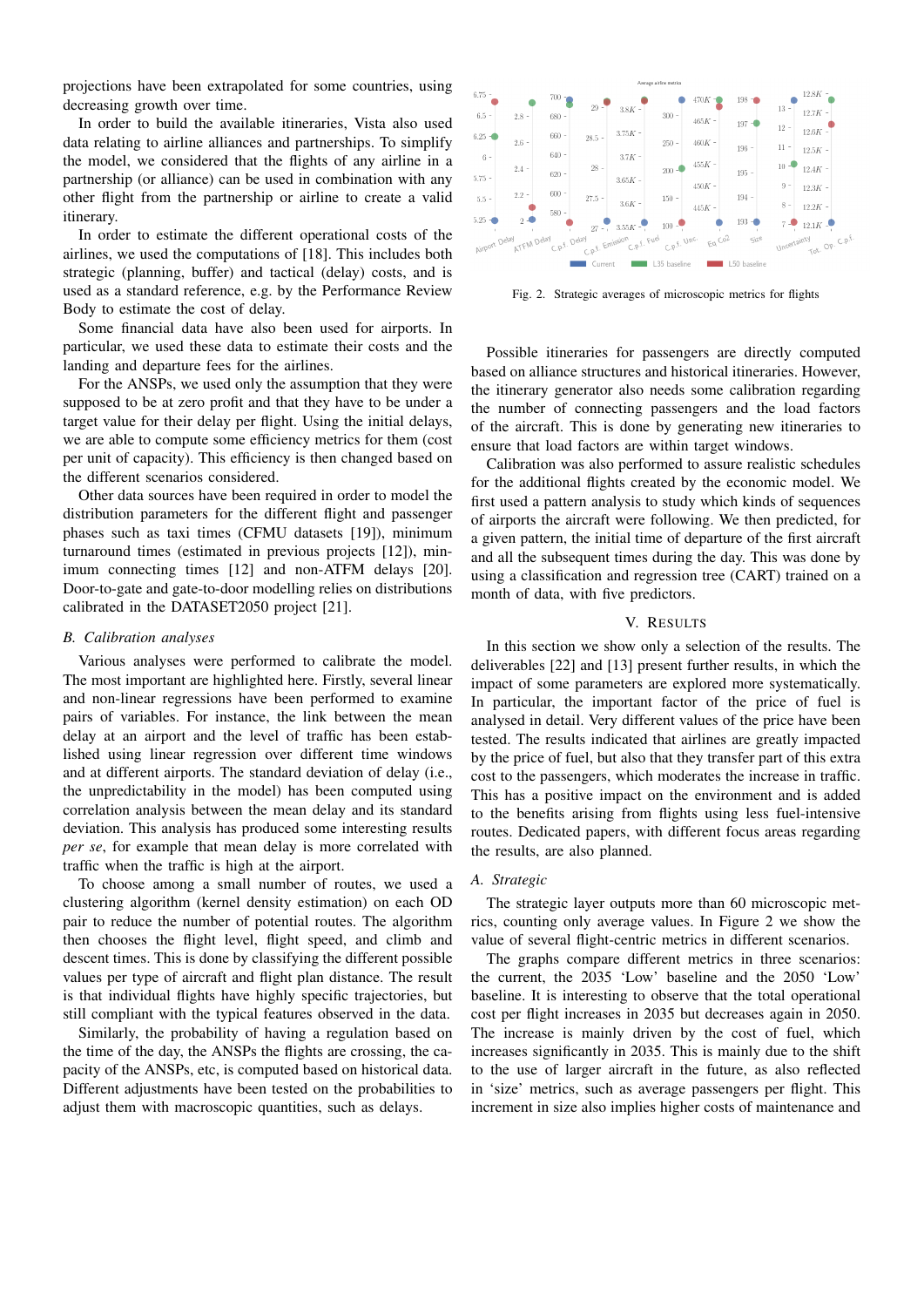projections have been extrapolated for some countries, using decreasing growth over time.

In order to build the available itineraries, Vista also used data relating to airline alliances and partnerships. To simplify the model, we considered that the flights of any airline in a partnership (or alliance) can be used in combination with any other flight from the partnership or airline to create a valid itinerary.

In order to estimate the different operational costs of the airlines, we used the computations of [18]. This includes both strategic (planning, buffer) and tactical (delay) costs, and is used as a standard reference, e.g. by the Performance Review Body to estimate the cost of delay.

Some financial data have also been used for airports. In particular, we used these data to estimate their costs and the landing and departure fees for the airlines.

For the ANSPs, we used only the assumption that they were supposed to be at zero profit and that they have to be under a target value for their delay per flight. Using the initial delays, we are able to compute some efficiency metrics for them (cost per unit of capacity). This efficiency is then changed based on the different scenarios considered.

Other data sources have been required in order to model the distribution parameters for the different flight and passenger phases such as taxi times (CFMU datasets [19]), minimum turnaround times (estimated in previous projects [12]), minimum connecting times [12] and non-ATFM delays [20]. Door-to-gate and gate-to-door modelling relies on distributions calibrated in the DATASET2050 project [21].

### B. Calibration analyses

Various analyses were performed to calibrate the model. The most important are highlighted here. Firstly, several linear and non-linear regressions have been performed to examine pairs of variables. For instance, the link between the mean delay at an airport and the level of traffic has been established using linear regression over different time windows and at different airports. The standard deviation of delay (i.e., the unpredictability in the model) has been computed using correlation analysis between the mean delay and its standard deviation. This analysis has produced some interesting results *per se*, for example that mean delay is more correlated with traffic when the traffic is high at the airport.

To choose among a small number of routes, we used a clustering algorithm (kernel density estimation) on each OD pair to reduce the number of potential routes. The algorithm then chooses the flight level, flight speed, and climb and descent times. This is done by classifying the different possible values per type of aircraft and flight plan distance. The result is that individual flights have highly specific trajectories, but still compliant with the typical features observed in the data.

Similarly, the probability of having a regulation based on the time of the day, the ANSPs the flights are crossing, the capacity of the ANSPs, etc, is computed based on historical data. Different adjustments have been tested on the probabilities to adjust them with macroscopic quantities, such as delays.

Fig. 2. Strategic averages of microscopic metrics for flights

Possible itineraries for passengers are directly computed based on alliance structures and historical itineraries. However, the itinerary generator also needs some calibration regarding the number of connecting passengers and the load factors of the aircraft. This is done by generating new itineraries to ensure that load factors are within target windows.

Calibration was also performed to assure realistic schedules for the additional flights created by the economic model. We first used a pattern analysis to study which kinds of sequences of airports the aircraft were following. We then predicted, for a given pattern, the initial time of departure of the first aircraft and all the subsequent times during the day. This was done by using a classification and regression tree (CART) trained on a month of data, with five predictors.

## V. Results

In this section we show only a selection of the results. The deliverables [22] and [13] present further results, in which the impact of some parameters are explored more systematically. In particular, the important factor of the price of fuel is analysed in detail. Very different values of the price have been tested. The results indicated that airlines are greatly impacted by the price of fuel, but also that they transfer part of this extra cost to the passengers, which moderates the increase in traffic. This has a positive impact on the environment and is added to the benefits arising from flights using less fuel-intensive routes. Dedicated papers, with different focus areas regarding the results, are also planned.

### A. Strategic

The strategic layer outputs more than 60 microscopic metrics, counting only average values. In Figure 2 we show the value of several flight-centric metrics in different scenarios.

The graphs compare different metrics in three scenarios: the current, the 2035 'Low' baseline and the 2050 'Low' baseline. It is interesting to observe that the total operational cost per flight increases in 2035 but decreases again in 2050. The increase is mainly driven by the cost of fuel, which increases significantly in 2035. This is mainly due to the shift to the use of larger aircraft in the future, as also reflected in 'size' metrics, such as average passengers per flight. This increment in size also implies higher costs of maintenance and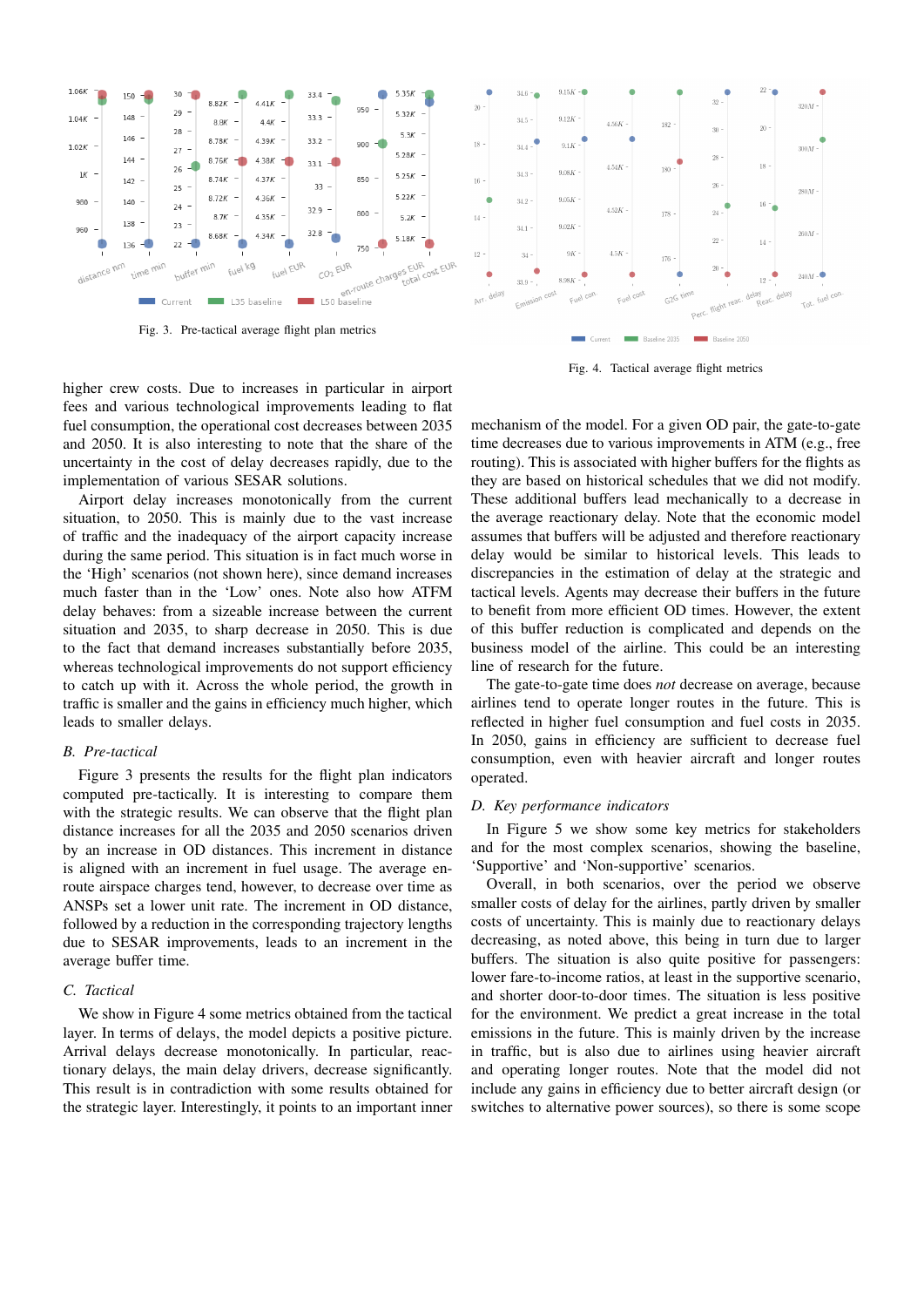Fig. 3. Pre-tactical average flight plan metrics

Fig. 4. Tactical average flight metrics

higher crew costs. Due to increases in particular in airport fees and various technological improvements leading to flat fuel consumption, the operational cost decreases between 2035 and 2050. It is also interesting to note that the share of the uncertainty in the cost of delay decreases rapidly, due to the implementation of various SESAR solutions.

Airport delay increases monotonically from the current situation, to 2050. This is mainly due to the vast increase of traffic and the inadequacy of the airport capacity increase during the same period. This situation is in fact much worse in the 'High' scenarios (not shown here), since demand increases much faster than in the 'Low' ones. Note also how ATFM delay behaves: from a sizeable increase between the current situation and 2035, to sharp decrease in 2050. This is due to the fact that demand increases substantially before 2035, whereas technological improvements do not support efficiency to catch up with it. Across the whole period, the growth in traffic is smaller and the gains in efficiency much higher, which leads to smaller delays.

### B. Pre-tactical

Figure 3 presents the results for the flight plan indicators computed pre-tactically. It is interesting to compare them with the strategic results. We can observe that the flight plan distance increases for all the 2035 and 2050 scenarios driven by an increase in OD distances. This increment in distance is aligned with an increment in fuel usage. The average en-route airspace charges tend, however, to decrease over time as ANSPs set a lower unit rate. The increment in OD distance, followed by a reduction in the corresponding trajectory lengths due to SESAR improvements, leads to an increment in the average buffer time.

### C. Tactical

We show in Figure 4 some metrics obtained from the tactical layer. In terms of delays, the model depicts a positive picture. Arrival delays decrease monotonically. In particular, reactionary delays, the main delay drivers, decrease significantly. This result is in contradiction with some results obtained for the strategic layer. Interestingly, it points to an important inner mechanism of the model. For a given OD pair, the gate-to-gate time decreases due to various improvements in ATM (e.g., free routing). This is associated with higher buffers for the flights as they are based on historical schedules that we did not modify. These additional buffers lead mechanically to a decrease in the average reactionary delay. Note that the economic model assumes that buffers will be adjusted and therefore reactionary delay would be similar to historical levels. This leads to discrepancies in the estimation of delay at the strategic and tactical levels. Agents may decrease their buffers in the future to benefit from more efficient OD times. However, the extent of this buffer reduction is complicated and depends on the business model of the airline. This could be an interesting line of research for the future.

The gate-to-gate time does *not* decrease on average, because airlines tend to operate longer routes in the future. This is reflected in higher fuel consumption and fuel costs in 2035. In 2050, gains in efficiency are sufficient to decrease fuel consumption, even with heavier aircraft and longer routes operated.

### D. Key performance indicators

In Figure 5 we show some key metrics for stakeholders and for the most complex scenarios, showing the baseline, 'Supportive' and 'Non-supportive' scenarios.

Overall, in both scenarios, over the period we observe smaller costs of delay for the airlines, partly driven by smaller costs of uncertainty. This is mainly due to reactionary delays decreasing, as noted above, this being in turn due to larger buffers. The situation is also quite positive for passengers: lower fare-to-income ratios, at least in the supportive scenario, and shorter door-to-door times. The situation is less positive for the environment. We predict a great increase in the total emissions in the future. This is mainly driven by the increase in traffic, but is also due to airlines using heavier aircraft and operating longer routes. Note that the model did not include any gains in efficiency due to better aircraft design (or switches to alternative power sources), so there is some scope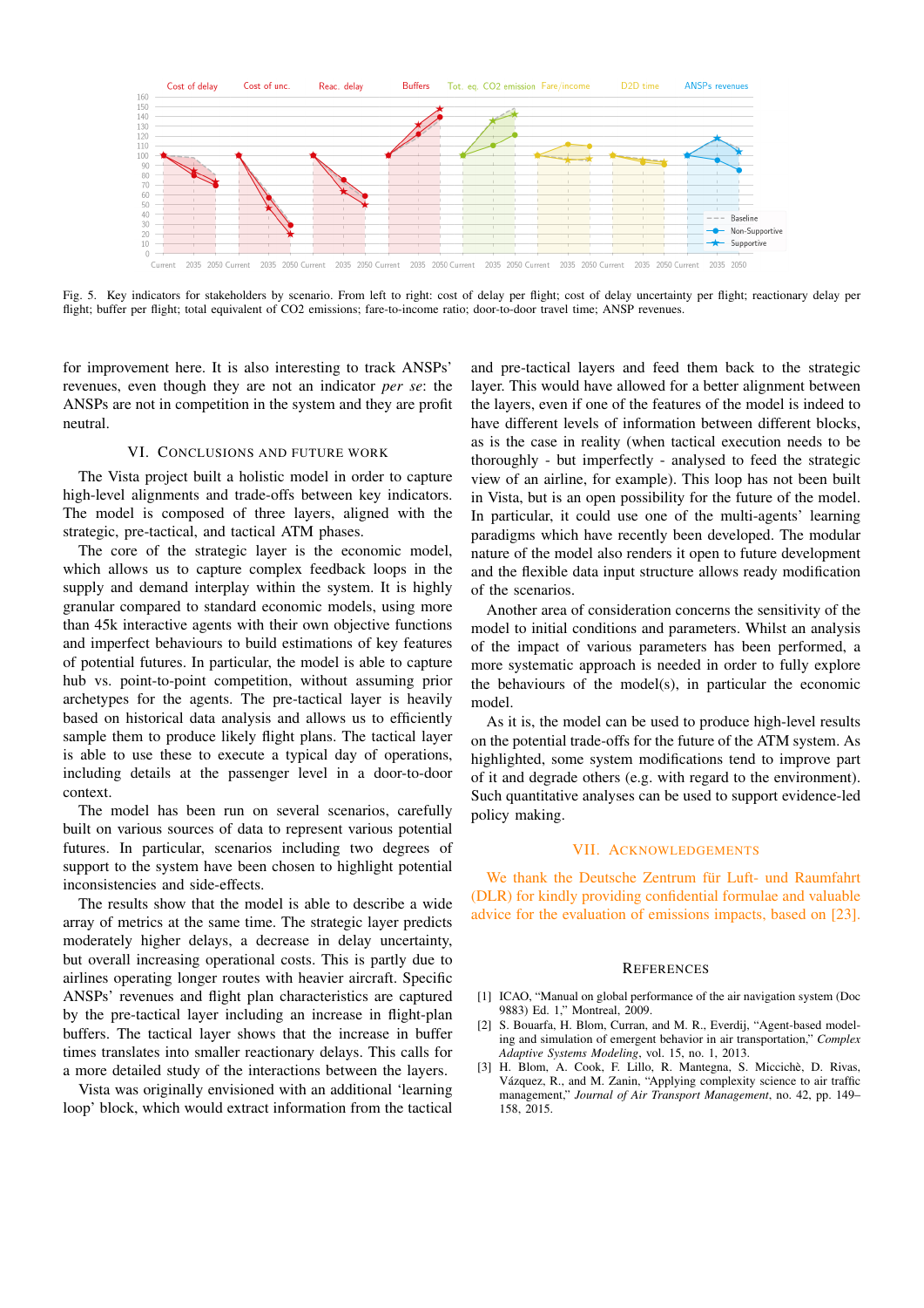Fig. 5. Key indicators for stakeholders by scenario. From left to right: cost of delay per flight; cost of delay uncertainty per flight; reactionary delay per flight; buffer per flight; total equivalent of CO2 emissions; fare-to-income ratio; door-to-door travel time; ANSP revenues.

for improvement here. It is also interesting to track ANSPs' revenues, even though they are not an indicator *per se*: the ANSPs are not in competition in the system and they are profit neutral.

## VI. Conclusions and Future Work

The Vista project built a holistic model in order to capture high-level alignments and trade-offs between key indicators. The model is composed of three layers, aligned with the strategic, pre-tactical, and tactical ATM phases.

The core of the strategic layer is the economic model, which allows us to capture complex feedback loops in the supply and demand interplay within the system. It is highly granular compared to standard economic models, using more than 45k interactive agents with their own objective functions and imperfect behaviours to build estimations of key features of potential futures. In particular, the model is able to capture hub vs. point-to-point competition, without assuming prior archetypes for the agents. The pre-tactical layer is heavily based on historical data analysis and allows us to efficiently sample them to produce likely flight plans. The tactical layer is able to use these to execute a typical day of operations, including details at the passenger level in a door-to-door context.

The model has been run on several scenarios, carefully built on various sources of data to represent various potential futures. In particular, scenarios including two degrees of support to the system have been chosen to highlight potential inconsistencies and side-effects.

The results show that the model is able to describe a wide array of metrics at the same time. The strategic layer predicts moderately higher delays, a decrease in delay uncertainty, but overall increasing operational costs. This is partly due to airlines operating longer routes with heavier aircraft. Specific ANSPs' revenues and flight plan characteristics are captured by the pre-tactical layer including an increase in flight-plan buffers. The tactical layer shows that the increase in buffer times translates into smaller reactionary delays. This calls for a more detailed study of the interactions between the layers.

Vista was originally envisioned with an additional 'learning loop' block, which would extract information from the tactical and pre-tactical layers and feed them back to the strategic layer. This would have allowed for a better alignment between the layers, even if one of the features of the model is indeed to have different levels of information between different blocks, as is the case in reality (when tactical execution needs to be thoroughly - but imperfectly - analysed to feed the strategic view of an airline, for example). This loop has not been built in Vista, but is an open possibility for the future of the model. In particular, it could use one of the multi-agents' learning paradigms which have recently been developed. The modular nature of the model also renders it open to future development and the flexible data input structure allows ready modification of the scenarios.

Another area of consideration concerns the sensitivity of the model to initial conditions and parameters. Whilst an analysis of the impact of various parameters has been performed, a more systematic approach is needed in order to fully explore the behaviours of the model(s), in particular the economic model.

As it is, the model can be used to produce high-level results on the potential trade-offs for the future of the ATM system. As highlighted, some system modifications tend to improve part of it and degrade others (e.g. with regard to the environment). Such quantitative analyses can be used to support evidence-led policy making.

## VII. Acknowledgements

We thank the Deutsche Zentrum für Luft- und Raumfahrt (DLR) for kindly providing confidential formulae and valuable advice for the evaluation of emissions impacts, based on [23].

## References

[1] ICAO, "Manual on global performance of the air navigation system (Doc 9883) Ed. 1," Montreal, 2009.

[2] S. Bouarfa, H. Blom, Curran, and M. R., Everdij, "Agent-based modeling and simulation of emergent behavior in air transportation," *Complex Adaptive Systems Modeling*, vol. 15, no. 1, 2013.

[3] H. Blom, A. Cook, F. Lillo, R. Mantegna, S. Miccichè, D. Rivas, Vázquez, R., and M. Zanin, "Applying complexity science to air traffic management," *Journal of Air Transport Management*, no. 42, pp. 149–158, 2015.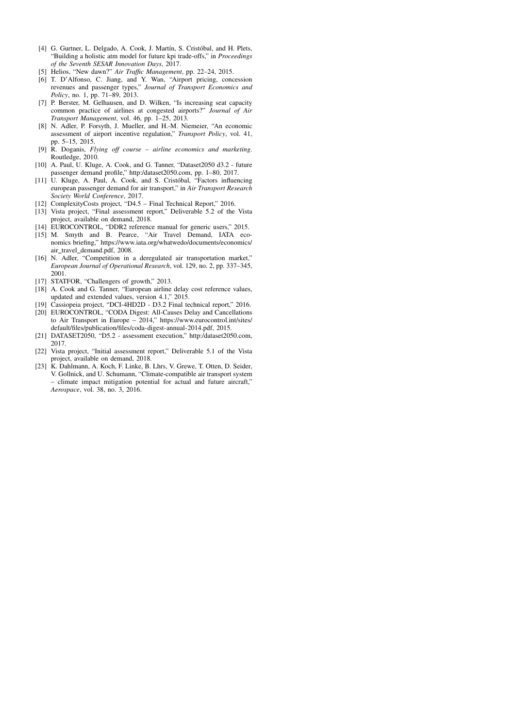[4] G. Gurtner, L. Delgado, A. Cook, J. Martín, S. Cristóbal, and H. Plets, "Building a holistic atm model for future kpi trade-offs," in *Proceedings of the Seventh SESAR Innovation Days*, 2017.

[5] Helios, "New dawn?" *Air Traffic Management*, pp. 22–24, 2015.

[6] T. D'Alfonso, C. Jiang, and Y. Wan, "Airport pricing, concession revenues and passenger types," *Journal of Transport Economics and Policy*, no. 1, pp. 71–89, 2013.

[7] P. Berster, M. Gelhausen, and D. Wilken, "Is increasing seat capacity common practice of airlines at congested airports?" *Journal of Air Transport Management*, vol. 46, pp. 1–25, 2013.

[8] N. Adler, P. Forsyth, J. Mueller, and H.-M. Niemeier, "An economic assessment of airport incentive regulation," *Transport Policy*, vol. 41, pp. 5–15, 2015.

[9] R. Doganis, *Flying off course – airline economics and marketing*. Routledge, 2010.

[10] A. Paul, U. Kluge, A. Cook, and G. Tanner, "Dataset2050 d3.2 - future passenger demand profile," http:/dataset2050.com, pp. 1–80, 2017.

[11] U. Kluge, A. Paul, A. Cook, and S. Cristóbal, "Factors influencing european passenger demand for air transport," in *Air Transport Research Society World Conference*, 2017.

[12] ComplexityCosts project, "D4.5 – Final Technical Report," 2016.

[13] Vista project, "Final assessment report," Deliverable 5.2 of the Vista project, available on demand, 2018.

[14] EUROCONTROL, "DDR2 reference manual for generic users," 2015.

[15] M. Smyth and B. Pearce, "Air Travel Demand, IATA economics briefing," https://www.iata.org/whatwedo/documents/economics/air_travel_demand.pdf, 2008.

[16] N. Adler, "Competition in a deregulated air transportation market," *European Journal of Operational Research*, vol. 129, no. 2, pp. 337–345, 2001.

[17] STATFOR, "Challengers of growth," 2013.

[18] A. Cook and G. Tanner, "European airline delay cost reference values, updated and extended values, version 4.1," 2015.

[19] Cassiopeia project, "DCI-4HD2D - D3.2 Final technical report," 2016.

[20] EUROCONTROL, "CODA Digest: All-Causes Delay and Cancellations to Air Transport in Europe – 2014," https://www.eurocontrol.int/sites/default/files/publication/files/coda-digest-annual-2014.pdf, 2015.

[21] DATASET2050, "D5.2 - assessment execution," http:/dataset2050.com, 2017.

[22] Vista project, "Initial assessment report," Deliverable 5.1 of the Vista project, available on demand, 2018.

[23] K. Dahlmann, A. Koch, F. Linke, B. Lhrs, V. Grewe, T. Otten, D. Seider, V. Gollnick, and U. Schumann, "Climate-compatible air transport system – climate impact mitigation potential for actual and future aircraft," *Aerospace*, vol. 38, no. 3, 2016.